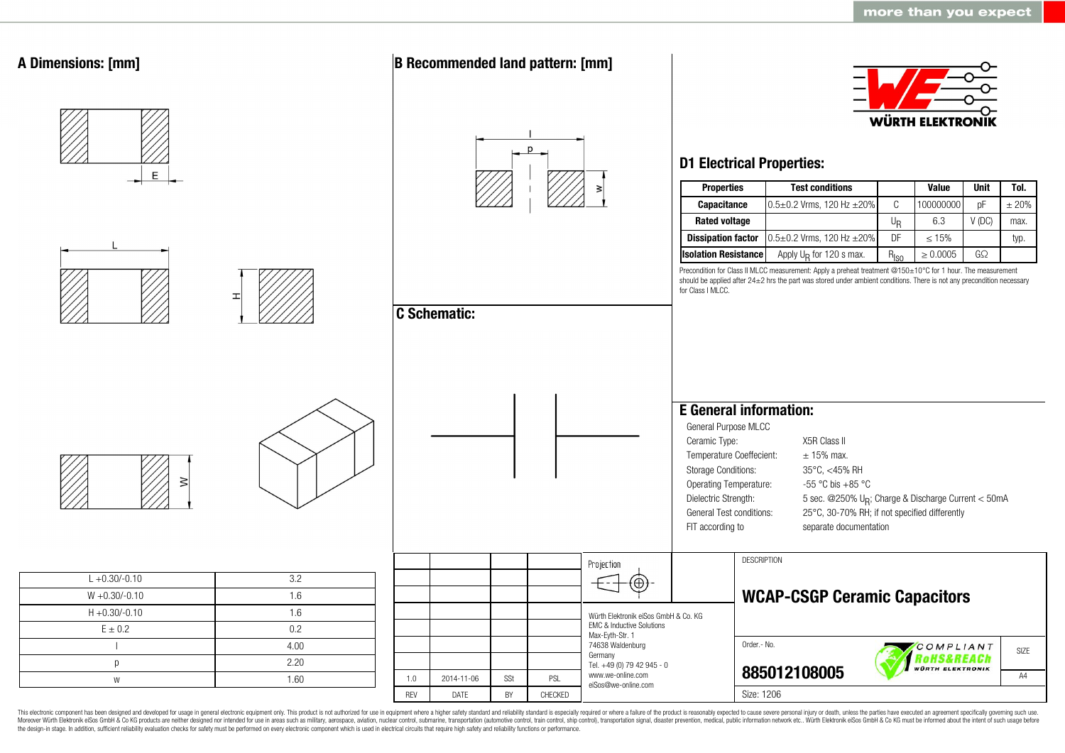## A Dimensions: [mm]

| | |
|---|---|
| L +0.30/-0.10 | 3.2 |
| W +0.30/-0.10 | 1.6 |
| H +0.30/-0.10 | 1.6 |
| E ± 0.2 | 0.2 |
| l | 4.00 |
| p | 2.20 |
| w | 1.60 |

## B Recommended land pattern: [mm]

## C Schematic:

## D1 Electrical Properties:

| Properties | Test conditions | | Value | Unit | Tol. |
|---|---|---|---|---|---|
| Capacitance | 0.5±0.2 Vrms, 120 Hz ±20% | C | 100000000 | pF | ± 20% |
| Rated voltage | | $U_R$ | 6.3 | V (DC) | max. |
| Dissipation factor | 0.5±0.2 Vrms, 120 Hz ±20% | DF | ≤ 15% | | typ. |
| Isolation Resistance | Apply $U_R$ for 120 s max. | $R_{ISO}$ | ≥ 0.0005 | GΩ | |

Precondition for Class II MLCC measurement: Apply a preheat treatment @150±10°C for 1 hour. The measurement should be applied after 24±2 hrs the part was stored under ambient conditions. There is not any precondition necessary for Class I MLCC.

## E General information:

General Purpose MLCC

| | |
|---|---|
| Ceramic Type: | X5R Class II |
| Temperature Coeffecient: | ± 15% max. |
| Storage Conditions: | 35°C, <45% RH |
| Operating Temperature: | -55 °C bis +85 °C |
| Dielectric Strength: | 5 sec. @250% $U_R$; Charge & Discharge Current < 50mA |
| General Test conditions: | 25°C, 30-70% RH; if not specified differently |
| FIT according to | separate documentation |

| REV | DATE | BY | CHECKED |
|---|---|---|---|
| 1.0 | 2014-11-06 | SSt | PSL |

Projection

Würth Elektronik eiSos GmbH & Co. KG
EMC & Inductive Solutions
Max-Eyth-Str. 1
74638 Waldenburg
Germany
Tel. +49 (0) 79 42 945 - 0
www.we-online.com
eiSos@we-online.com

DESCRIPTION

**WCAP-CSGP Ceramic Capacitors**

Order.- No.

**885012108005**

COMPLIANT RoHS&REACh WÜRTH ELEKTRONIK

SIZE A4

Size: 1206

This electronic component has been designed and developed for usage in general electronic equipment only. This product is not authorized for use in equipment where a higher safety standard and reliability standard is especially required or where a failure of the product is reasonably expected to cause severe personal injury or death, unless the parties have executed an agreement specifically governing such use. Moreover Würth Elektronik eiSos GmbH & Co KG products are neither designed nor intended for use in areas such as military, aerospace, aviation, nuclear control, submarine, transportation (automotive control, train control, ship control), transportation signal, disaster prevention, medical, public information network etc.. Würth Elektronik eiSos GmbH & Co KG must be informed about the intent of such usage before the design-in stage. In addition, sufficient reliability evaluation checks for safety must be performed on every electronic component which is used in electrical circuits that require high safety and reliability functions or performance.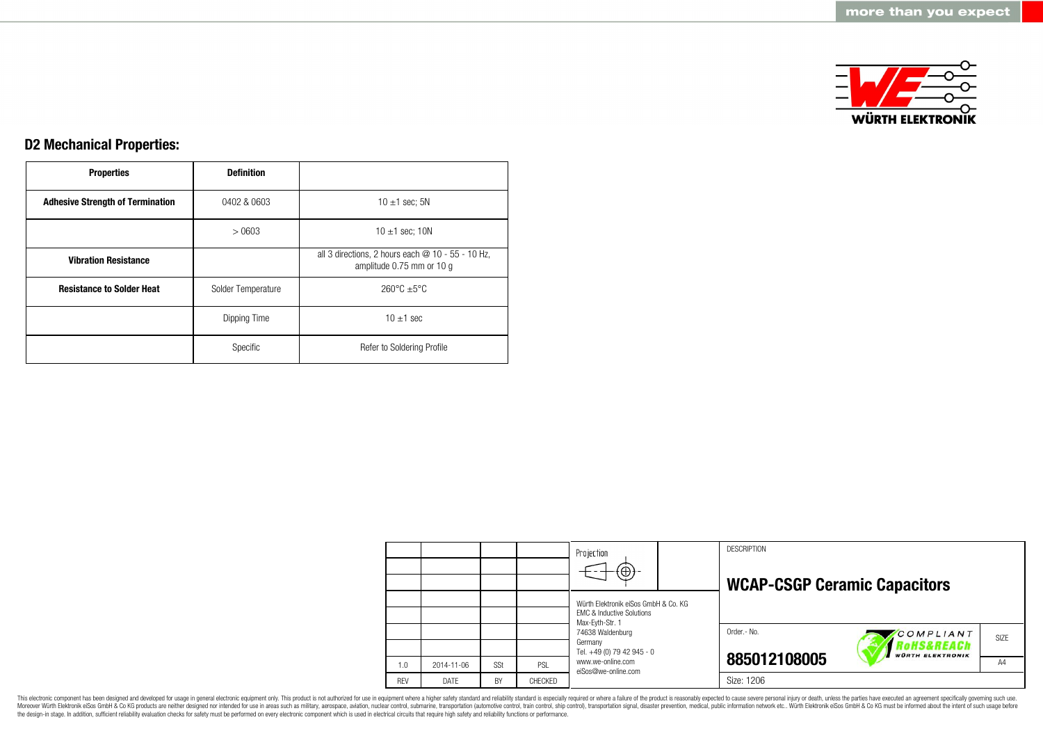## D2 Mechanical Properties:

| Properties | Definition | |
|---|---|---|
| **Adhesive Strength of Termination** | 0402 & 0603 | 10 ±1 sec; 5N |
| | > 0603 | 10 ±1 sec; 10N |
| **Vibration Resistance** | | all 3 directions, 2 hours each @ 10 - 55 - 10 Hz, amplitude 0.75 mm or 10 g |
| **Resistance to Solder Heat** | Solder Temperature | 260°C ±5°C |
| | Dipping Time | 10 ±1 sec |
| | Specific | Refer to Soldering Profile |

| | | | |
|---|---|---|---|
| 1.0 | 2014-11-06 | SSt | PSL |
| REV | DATE | BY | CHECKED |

Projection

Würth Elektronik eiSos GmbH & Co. KG
EMC & Inductive Solutions
Max-Eyth-Str. 1
74638 Waldenburg
Germany
Tel. +49 (0) 79 42 945 - 0
www.we-online.com
eiSos@we-online.com

DESCRIPTION

**WCAP-CSGP Ceramic Capacitors**

Order.- No.

**885012108005**

COMPLIANT RoHS&REACh WÜRTH ELEKTRONIK

SIZE A4

Size: 1206

This electronic component has been designed and developed for usage in general electronic equipment only. This product is not authorized for use in equipment where a higher safety standard and reliability standard is especially required or where a failure of the product is reasonably expected to cause severe personal injury or death, unless the parties have executed an agreement specifically governing such use. Moreover Würth Elektronik eiSos GmbH & Co KG products are neither designed nor intended for use in areas such as military, aerospace, aviation, nuclear control, submarine, transportation (automotive control, train control, ship control), transportation signal, disaster prevention, medical, public information network etc.. Würth Elektronik eiSos GmbH & Co KG must be informed about the intent of such usage before the design-in stage. In addition, sufficient reliability evaluation checks for safety must be performed on every electronic component which is used in electrical circuits that require high safety and reliability functions or performance.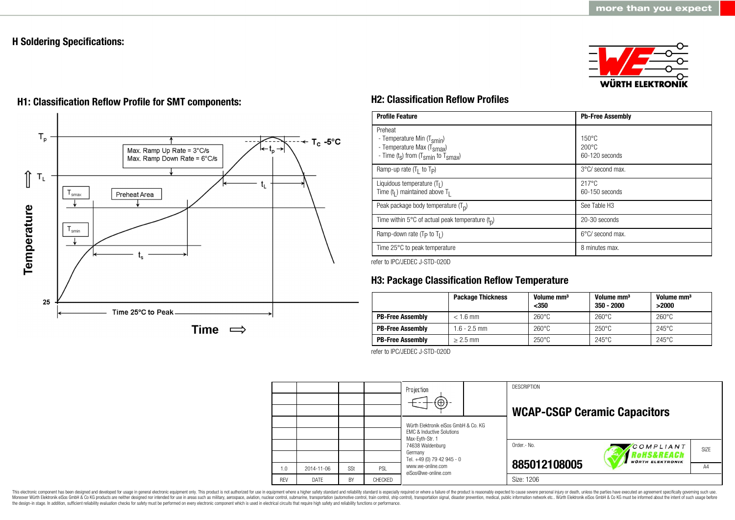## H Soldering Specifications:

### H1: Classification Reflow Profile for SMT components:

Max. Ramp Up Rate = 3°C/s
Max. Ramp Down Rate = 6°C/s

### H2: Classification Reflow Profiles

| Profile Feature | Pb-Free Assembly |
|---|---|
| Preheat<br>- Temperature Min ($T_{smin}$)<br>- Temperature Max ($T_{smax}$)<br>- Time ($t_s$) from ($T_{smin}$ to $T_{smax}$) | <br>150°C<br>200°C<br>60-120 seconds |
| Ramp-up rate ($T_L$ to $T_P$) | 3°C/ second max. |
| Liquidous temperature ($T_L$)<br>Time ($t_L$) maintained above $T_L$ | 217°C<br>60-150 seconds |
| Peak package body temperature ($T_p$) | See Table H3 |
| Time within 5°C of actual peak temperature ($t_p$) | 20-30 seconds |
| Ramp-down rate ($T_P$ to $T_L$) | 6°C/ second max. |
| Time 25°C to peak temperature | 8 minutes max. |

refer to IPC/JEDEC J-STD-020D

### H3: Package Classification Reflow Temperature

| | Package Thickness | Volume mm³ <350 | Volume mm³ 350 - 2000 | Volume mm³ >2000 |
|---|---|---|---|---|
| **PB-Free Assembly** | < 1.6 mm | 260°C | 260°C | 260°C |
| **PB-Free Assembly** | 1.6 - 2.5 mm | 260°C | 250°C | 245°C |
| **PB-Free Assembly** | ≥ 2.5 mm | 250°C | 245°C | 245°C |

refer to IPC/JEDEC J-STD-020D

| REV | DATE | BY | CHECKED |
|---|---|---|---|
| 1.0 | 2014-11-06 | SSt | PSL |

Würth Elektronik eiSos GmbH & Co. KG
EMC & Inductive Solutions
Max-Eyth-Str. 1
74638 Waldenburg
Germany
Tel. +49 (0) 79 42 945 - 0
www.we-online.com
eiSos@we-online.com

DESCRIPTION

**WCAP-CSGP Ceramic Capacitors**

Order.- No.
**885012108005**

Size: 1206

SIZE A4

This electronic component has been designed and developed for usage in general electronic equipment only. This product is not authorized for use in equipment where a higher safety standard and reliability standard is especially required or where a failure of the product is reasonably expected to cause severe personal injury or death, unless the parties have executed an agreement specifically governing such use. Moreover Würth Elektronik eiSos GmbH & Co KG products are neither designed nor intended for use in areas such as military, aerospace, aviation, nuclear control, submarine, transportation (automotive control, train control, ship control), transportation signal, disaster prevention, medical, public information network etc.. Würth Elektronik eiSos GmbH & Co KG must be informed about the intent of such usage before the design-in stage. In addition, sufficient reliability evaluation checks for safety must be performed on every electronic component which is used in electrical circuits that require high safety and reliability functions or performance.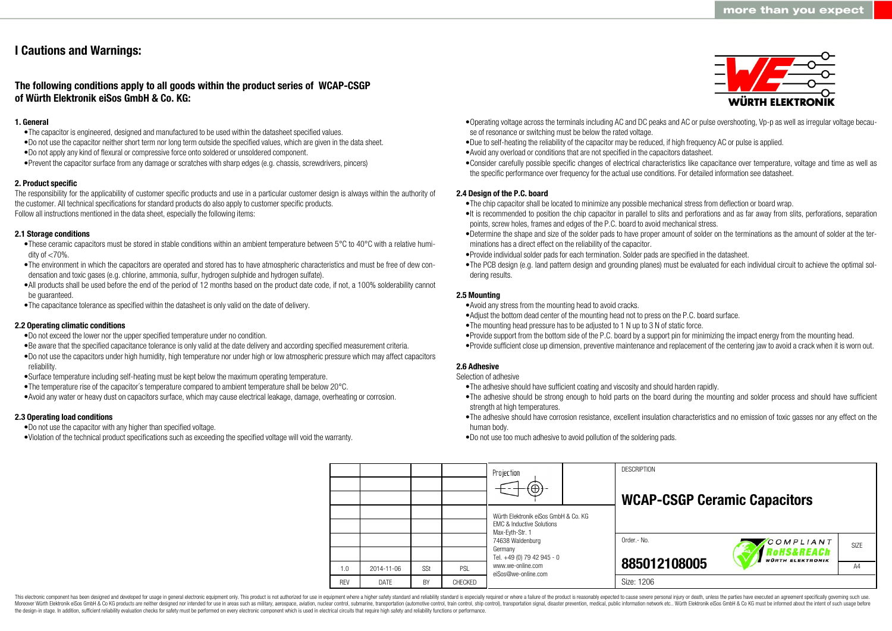# I Cautions and Warnings:

## The following conditions apply to all goods within the product series of WCAP-CSGP of Würth Elektronik eiSos GmbH & Co. KG:

### 1. General

- The capacitor is engineered, designed and manufactured to be used within the datasheet specified values.
- Do not use the capacitor neither short term nor long term outside the specified values, which are given in the data sheet.
- Do not apply any kind of flexural or compressive force onto soldered or unsoldered component.
- Prevent the capacitor surface from any damage or scratches with sharp edges (e.g. chassis, screwdrivers, pincers)

### 2. Product specific

The responsibility for the applicability of customer specific products and use in a particular customer design is always within the authority of the customer. All technical specifications for standard products do also apply to customer specific products.
Follow all instructions mentioned in the data sheet, especially the following items:

### 2.1 Storage conditions

- These ceramic capacitors must be stored in stable conditions within an ambient temperature between 5°C to 40°C with a relative humidity of <70%.
- The environment in which the capacitors are operated and stored has to have atmospheric characteristics and must be free of dew condensation and toxic gases (e.g. chlorine, ammonia, sulfur, hydrogen sulphide and hydrogen sulfate).
- All products shall be used before the end of the period of 12 months based on the product date code, if not, a 100% solderability cannot be guaranteed.
- The capacitance tolerance as specified within the datasheet is only valid on the date of delivery.

### 2.2 Operating climatic conditions

- Do not exceed the lower nor the upper specified temperature under no condition.
- Be aware that the specified capacitance tolerance is only valid at the date delivery and according specified measurement criteria.
- Do not use the capacitors under high humidity, high temperature nor under high or low atmospheric pressure which may affect capacitors reliability.
- Surface temperature including self-heating must be kept below the maximum operating temperature.
- The temperature rise of the capacitor´s temperature compared to ambient temperature shall be below 20°C.
- Avoid any water or heavy dust on capacitors surface, which may cause electrical leakage, damage, overheating or corrosion.

### 2.3 Operating load conditions

- Do not use the capacitor with any higher than specified voltage.
- Violation of the technical product specifications such as exceeding the specified voltage will void the warranty.
- Operating voltage across the terminals including AC and DC peaks and AC or pulse overshooting, Vp-p as well as irregular voltage because of resonance or switching must be below the rated voltage.
- Due to self-heating the reliability of the capacitor may be reduced, if high frequency AC or pulse is applied.
- Avoid any overload or conditions that are not specified in the capacitors datasheet.
- Consider carefully possible specific changes of electrical characteristics like capacitance over temperature, voltage and time as well as the specific performance over frequency for the actual use conditions. For detailed information see datasheet.

### 2.4 Design of the P.C. board

- The chip capacitor shall be located to minimize any possible mechanical stress from deflection or board wrap.
- It is recommended to position the chip capacitor in parallel to slits and perforations and as far away from slits, perforations, separation points, screw holes, frames and edges of the P.C. board to avoid mechanical stress.
- Determine the shape and size of the solder pads to have proper amount of solder on the terminations as the amount of solder at the terminations has a direct effect on the reliability of the capacitor.
- Provide individual solder pads for each termination. Solder pads are specified in the datasheet.
- The PCB design (e.g. land pattern design and grounding planes) must be evaluated for each individual circuit to achieve the optimal soldering results.

### 2.5 Mounting

- Avoid any stress from the mounting head to avoid cracks.
- Adjust the bottom dead center of the mounting head not to press on the P.C. board surface.
- The mounting head pressure has to be adjusted to 1 N up to 3 N of static force.
- Provide support from the bottom side of the P.C. board by a support pin for minimizing the impact energy from the mounting head.
- Provide sufficient close up dimension, preventive maintenance and replacement of the centering jaw to avoid a crack when it is worn out.

### 2.6 Adhesive

Selection of adhesive

- The adhesive should have sufficient coating and viscosity and should harden rapidly.
- The adhesive should be strong enough to hold parts on the board during the mounting and solder process and should have sufficient strength at high temperatures.
- The adhesive should have corrosion resistance, excellent insulation characteristics and no emission of toxic gasses nor any effect on the human body.
- Do not use too much adhesive to avoid pollution of the soldering pads.

| REV | DATE | BY | CHECKED |
|---|---|---|---|
| 1.0 | 2014-11-06 | SSt | PSL |

Würth Elektronik eiSos GmbH & Co. KG
EMC & Inductive Solutions
Max-Eyth-Str. 1
74638 Waldenburg
Germany
Tel. +49 (0) 79 42 945 - 0
www.we-online.com
eiSos@we-online.com

DESCRIPTION: **WCAP-CSGP Ceramic Capacitors**

Order.- No.: **885012108005**

Size: 1206

SIZE: A4

This electronic component has been designed and developed for usage in general electronic equipment only. This product is not authorized for use in equipment where a higher safety standard and reliability standard is especially required or where a failure of the product is reasonably expected to cause severe personal injury or death, unless the parties have executed an agreement specifically governing such use. Moreover Würth Elektronik eiSos GmbH & Co KG products are neither designed nor intended for use in areas such as military, aerospace, aviation, nuclear control, submarine, transportation (automotive control, train control, ship control), transportation signal, disaster prevention, medical, public information network etc.. Würth Elektronik eiSos GmbH & Co KG must be informed about the intent of such usage before the design-in stage. In addition, sufficient reliability evaluation checks for safety must be performed on every electronic component which is used in electrical circuits that require high safety and reliability functions or performance.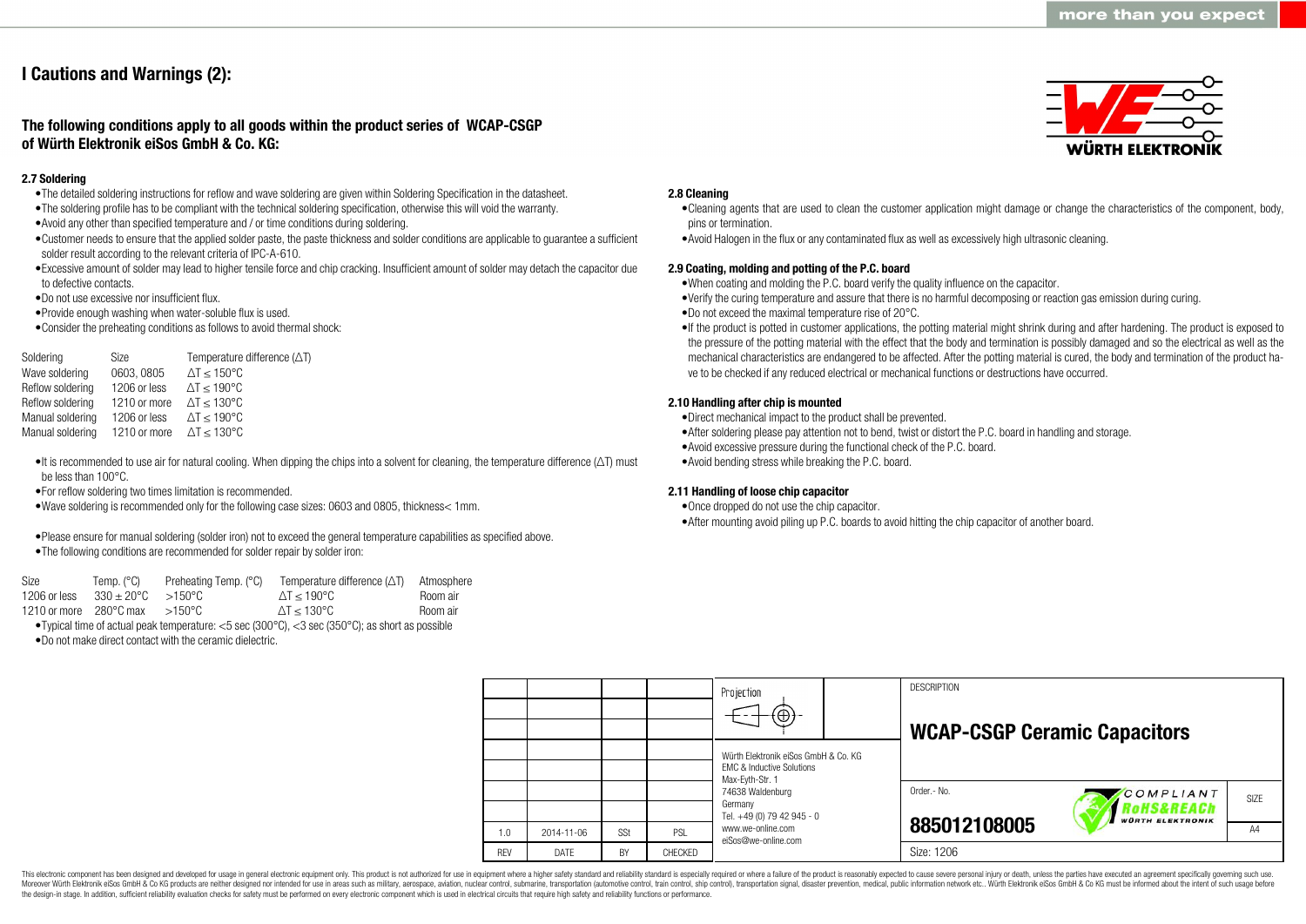# I Cautions and Warnings (2):

### The following conditions apply to all goods within the product series of WCAP-CSGP of Würth Elektronik eiSos GmbH & Co. KG:

#### 2.7 Soldering

- The detailed soldering instructions for reflow and wave soldering are given within Soldering Specification in the datasheet.
- The soldering profile has to be compliant with the technical soldering specification, otherwise this will void the warranty.
- Avoid any other than specified temperature and / or time conditions during soldering.
- Customer needs to ensure that the applied solder paste, the paste thickness and solder conditions are applicable to guarantee a sufficient solder result according to the relevant criteria of IPC-A-610.
- Excessive amount of solder may lead to higher tensile force and chip cracking. Insufficient amount of solder may detach the capacitor due to defective contacts.
- Do not use excessive nor insufficient flux.
- Provide enough washing when water-soluble flux is used.
- Consider the preheating conditions as follows to avoid thermal shock:

| Soldering | Size | Temperature difference (ΔT) |
|---|---|---|
| Wave soldering | 0603, 0805 | ΔT ≤ 150°C |
| Reflow soldering | 1206 or less | ΔT ≤ 190°C |
| Reflow soldering | 1210 or more | ΔT ≤ 130°C |
| Manual soldering | 1206 or less | ΔT ≤ 190°C |
| Manual soldering | 1210 or more | ΔT ≤ 130°C |

- It is recommended to use air for natural cooling. When dipping the chips into a solvent for cleaning, the temperature difference (ΔT) must be less than 100°C.
- For reflow soldering two times limitation is recommended.
- Wave soldering is recommended only for the following case sizes: 0603 and 0805, thickness< 1mm.

- Please ensure for manual soldering (solder iron) not to exceed the general temperature capabilities as specified above.
- The following conditions are recommended for solder repair by solder iron:

| Size | Temp. (°C) | Preheating Temp. (°C) | Temperature difference (ΔT) | Atmosphere |
|---|---|---|---|---|
| 1206 or less | 330 ± 20°C | >150°C | ΔT ≤ 190°C | Room air |
| 1210 or more | 280°C max | >150°C | ΔT ≤ 130°C | Room air |

- Typical time of actual peak temperature: <5 sec (300°C), <3 sec (350°C); as short as possible
- Do not make direct contact with the ceramic dielectric.

#### 2.8 Cleaning

- Cleaning agents that are used to clean the customer application might damage or change the characteristics of the component, body, pins or termination.
- Avoid Halogen in the flux or any contaminated flux as well as excessively high ultrasonic cleaning.

#### 2.9 Coating, molding and potting of the P.C. board

- When coating and molding the P.C. board verify the quality influence on the capacitor.
- Verify the curing temperature and assure that there is no harmful decomposing or reaction gas emission during curing.
- Do not exceed the maximal temperature rise of 20°C.
- If the product is potted in customer applications, the potting material might shrink during and after hardening. The product is exposed to the pressure of the potting material with the effect that the body and termination is possibly damaged and so the electrical as well as the mechanical characteristics are endangered to be affected. After the potting material is cured, the body and termination of the product have to be checked if any reduced electrical or mechanical functions or destructions have occurred.

#### 2.10 Handling after chip is mounted

- Direct mechanical impact to the product shall be prevented.
- After soldering please pay attention not to bend, twist or distort the P.C. board in handling and storage.
- Avoid excessive pressure during the functional check of the P.C. board.
- Avoid bending stress while breaking the P.C. board.

#### 2.11 Handling of loose chip capacitor

- Once dropped do not use the chip capacitor.
- After mounting avoid piling up P.C. boards to avoid hitting the chip capacitor of another board.

| REV | DATE | BY | CHECKED |
|---|---|---|---|
| 1.0 | 2014-11-06 | SSt | PSL |

Würth Elektronik eiSos GmbH & Co. KG
EMC & Inductive Solutions
Max-Eyth-Str. 1
74638 Waldenburg
Germany
Tel. +49 (0) 79 42 945 - 0
www.we-online.com
eiSos@we-online.com

DESCRIPTION: **WCAP-CSGP Ceramic Capacitors**

Order.- No.: **885012108005**

Size: 1206

SIZE: A4

This electronic component has been designed and developed for usage in general electronic equipment only. This product is not authorized for use in equipment where a higher safety standard and reliability standard is especially required or where a failure of the product is reasonably expected to cause severe personal injury or death, unless the parties have executed an agreement specifically governing such use. Moreover Würth Elektronik eiSos GmbH & Co KG products are neither designed nor intended for use in areas such as military, aerospace, aviation, nuclear control, submarine, transportation (automotive control, train control, ship control), transportation signal, disaster prevention, medical, public information network etc.. Würth Elektronik eiSos GmbH & Co KG must be informed about the intent of such usage before the design-in stage. In addition, sufficient reliability evaluation checks for safety must be performed on every electronic component which is used in electrical circuits that require high safety and reliability functions or performance.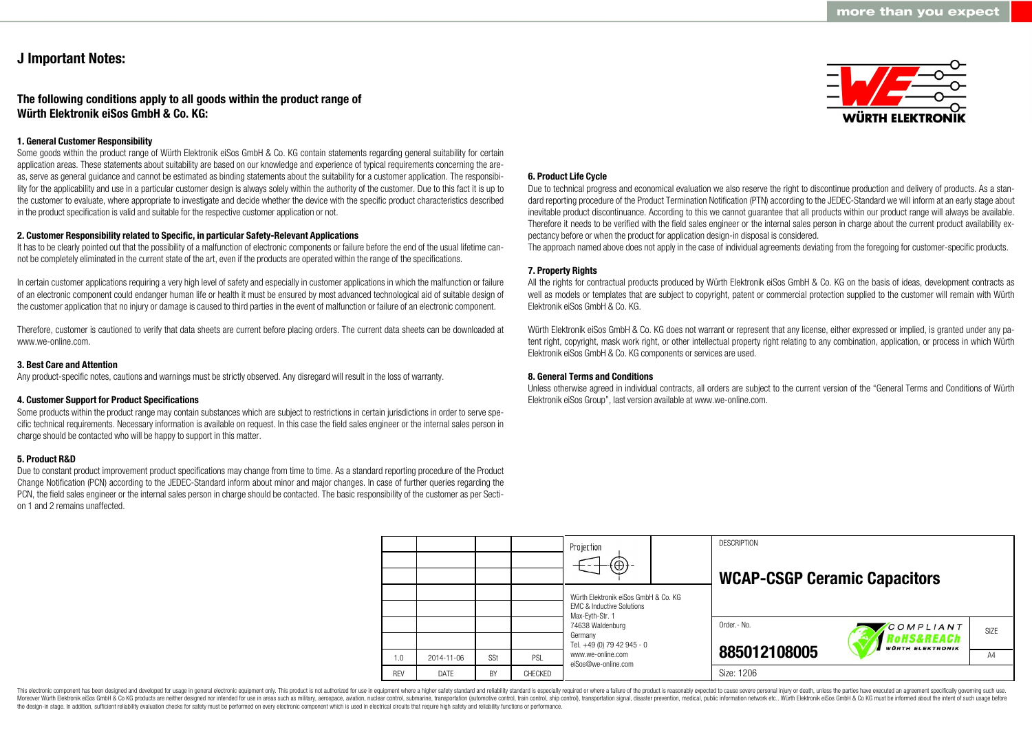## J Important Notes:

### The following conditions apply to all goods within the product range of Würth Elektronik eiSos GmbH & Co. KG:

**1. General Customer Responsibility**

Some goods within the product range of Würth Elektronik eiSos GmbH & Co. KG contain statements regarding general suitability for certain application areas. These statements about suitability are based on our knowledge and experience of typical requirements concerning the areas, serve as general guidance and cannot be estimated as binding statements about the suitability for a customer application. The responsibility for the applicability and use in a particular customer design is always solely within the authority of the customer. Due to this fact it is up to the customer to evaluate, where appropriate to investigate and decide whether the device with the specific product characteristics described in the product specification is valid and suitable for the respective customer application or not.

**2. Customer Responsibility related to Specific, in particular Safety-Relevant Applications**

It has to be clearly pointed out that the possibility of a malfunction of electronic components or failure before the end of the usual lifetime cannot be completely eliminated in the current state of the art, even if the products are operated within the range of the specifications.

In certain customer applications requiring a very high level of safety and especially in customer applications in which the malfunction or failure of an electronic component could endanger human life or health it must be ensured by most advanced technological aid of suitable design of the customer application that no injury or damage is caused to third parties in the event of malfunction or failure of an electronic component.

Therefore, customer is cautioned to verify that data sheets are current before placing orders. The current data sheets can be downloaded at www.we-online.com.

**3. Best Care and Attention**

Any product-specific notes, cautions and warnings must be strictly observed. Any disregard will result in the loss of warranty.

**4. Customer Support for Product Specifications**

Some products within the product range may contain substances which are subject to restrictions in certain jurisdictions in order to serve specific technical requirements. Necessary information is available on request. In this case the field sales engineer or the internal sales person in charge should be contacted who will be happy to support in this matter.

**5. Product R&D**

Due to constant product improvement product specifications may change from time to time. As a standard reporting procedure of the Product Change Notification (PCN) according to the JEDEC-Standard inform about minor and major changes. In case of further queries regarding the PCN, the field sales engineer or the internal sales person in charge should be contacted. The basic responsibility of the customer as per Section 1 and 2 remains unaffected.

**6. Product Life Cycle**

Due to technical progress and economical evaluation we also reserve the right to discontinue production and delivery of products. As a standard reporting procedure of the Product Termination Notification (PTN) according to the JEDEC-Standard we will inform at an early stage about inevitable product discontinuance. According to this we cannot guarantee that all products within our product range will always be available. Therefore it needs to be verified with the field sales engineer or the internal sales person in charge about the current product availability expectancy before or when the product for application design-in disposal is considered.

The approach named above does not apply in the case of individual agreements deviating from the foregoing for customer-specific products.

**7. Property Rights**

All the rights for contractual products produced by Würth Elektronik eiSos GmbH & Co. KG on the basis of ideas, development contracts as well as models or templates that are subject to copyright, patent or commercial protection supplied to the customer will remain with Würth Elektronik eiSos GmbH & Co. KG.

Würth Elektronik eiSos GmbH & Co. KG does not warrant or represent that any license, either expressed or implied, is granted under any patent right, copyright, mask work right, or other intellectual property right relating to any combination, application, or process in which Würth Elektronik eiSos GmbH & Co. KG components or services are used.

**8. General Terms and Conditions**

Unless otherwise agreed in individual contracts, all orders are subject to the current version of the "General Terms and Conditions of Würth Elektronik eiSos Group", last version available at www.we-online.com.

| | | | | | |
|---|---|---|---|---|---|
| 1.0 | 2014-11-06 | SSt | PSL | Projection<br>Würth Elektronik eiSos GmbH & Co. KG<br>EMC & Inductive Solutions<br>Max-Eyth-Str. 1<br>74638 Waldenburg<br>Germany<br>Tel. +49 (0) 79 42 945 - 0<br>www.we-online.com<br>eiSos@we-online.com | DESCRIPTION<br>**WCAP-CSGP Ceramic Capacitors**<br>Order.- No. **885012108005**<br>COMPLIANT RoHS&REACh WÜRTH ELEKTRONIK<br>SIZE A4<br>Size: 1206 |
| REV | DATE | BY | CHECKED | | |

This electronic component has been designed and developed for usage in general electronic equipment only. This product is not authorized for use in equipment where a higher safety standard and reliability standard is especially required or where a failure of the product is reasonably expected to cause severe personal injury or death, unless the parties have executed an agreement specifically governing such use. Moreover Würth Elektronik eiSos GmbH & Co KG products are neither designed nor intended for use in areas such as military, aerospace, aviation, nuclear control, submarine, transportation (automotive control, train control, ship control), transportation signal, disaster prevention, medical, public information network etc.. Würth Elektronik eiSos GmbH & Co KG must be informed about the intent of such usage before the design-in stage. In addition, sufficient reliability evaluation checks for safety must be performed on every electronic component which is used in electrical circuits that require high safety and reliability functions or performance.